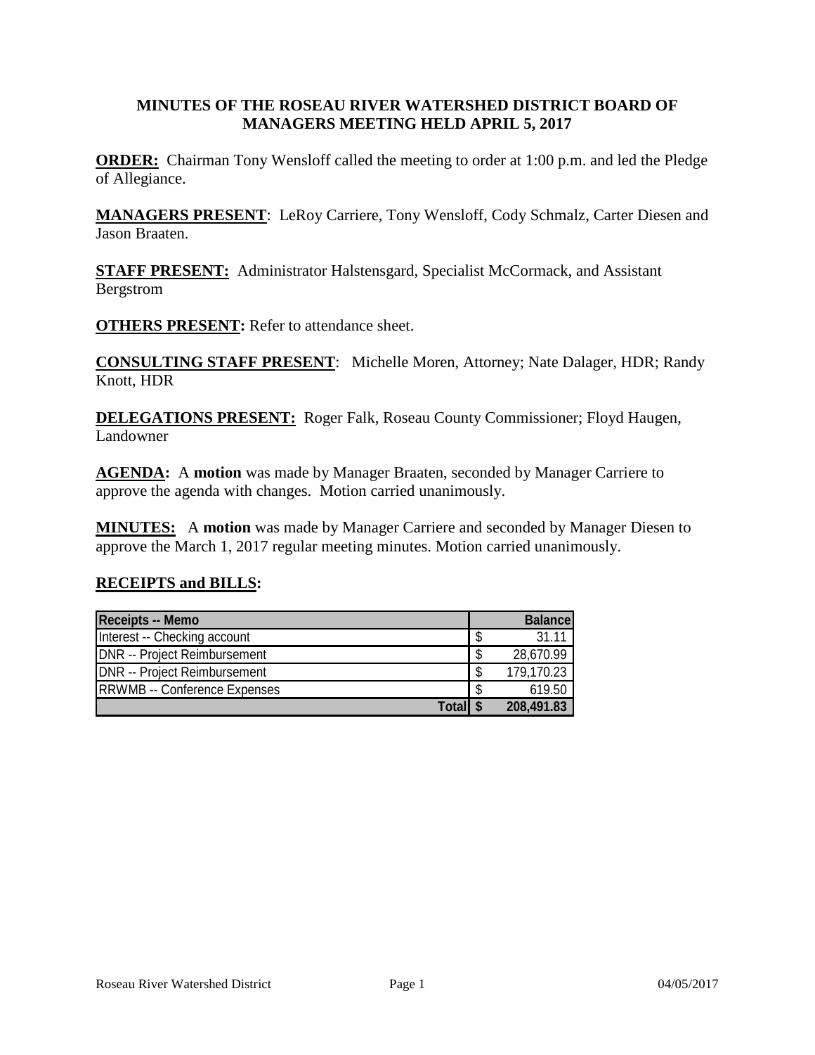# MINUTES OF THE ROSEAU RIVER WATERSHED DISTRICT BOARD OF MANAGERS MEETING HELD APRIL 5, 2017

**ORDER:** Chairman Tony Wensloff called the meeting to order at 1:00 p.m. and led the Pledge of Allegiance.

**MANAGERS PRESENT**: LeRoy Carriere, Tony Wensloff, Cody Schmalz, Carter Diesen and Jason Braaten.

**STAFF PRESENT:** Administrator Halstensgard, Specialist McCormack, and Assistant Bergstrom

**OTHERS PRESENT:** Refer to attendance sheet.

**CONSULTING STAFF PRESENT**: Michelle Moren, Attorney; Nate Dalager, HDR; Randy Knott, HDR

**DELEGATIONS PRESENT:** Roger Falk, Roseau County Commissioner; Floyd Haugen, Landowner

**AGENDA:** A **motion** was made by Manager Braaten, seconded by Manager Carriere to approve the agenda with changes. Motion carried unanimously.

**MINUTES:** A **motion** was made by Manager Carriere and seconded by Manager Diesen to approve the March 1, 2017 regular meeting minutes. Motion carried unanimously.

**RECEIPTS and BILLS:**

| Receipts -- Memo | | Balance |
|---|---|---|
| Interest -- Checking account | $ | 31.11 |
| DNR -- Project Reimbursement | $ | 28,670.99 |
| DNR -- Project Reimbursement | $ | 179,170.23 |
| RRWMB -- Conference Expenses | $ | 619.50 |
| **Total** | **$** | **208,491.83** |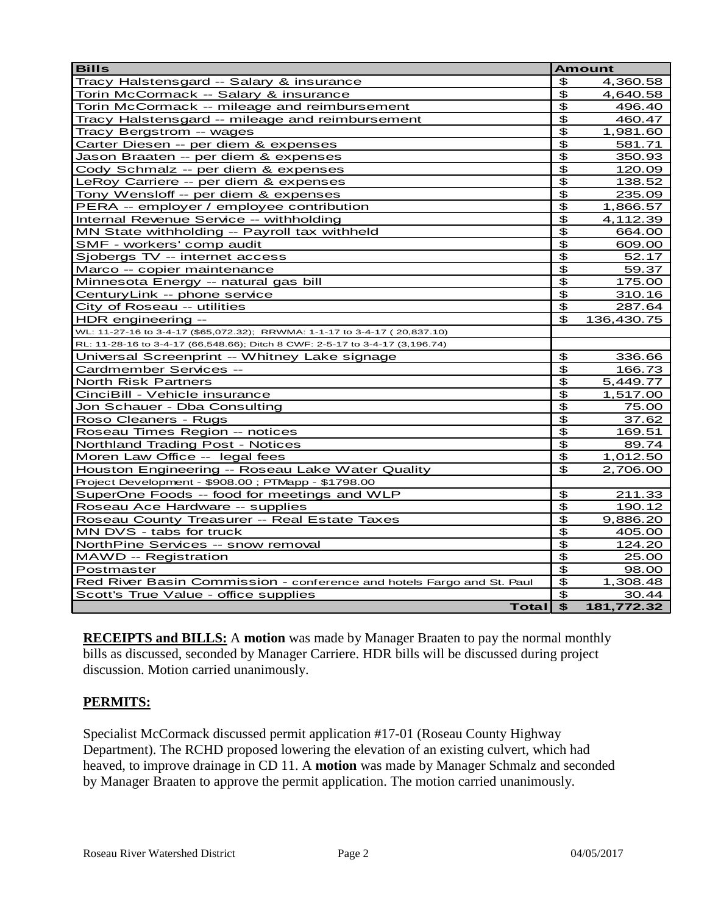| Bills | Amount |
| --- | --- |
| Tracy Halstensgard -- Salary & insurance | $ 4,360.58 |
| Torin McCormack -- Salary & insurance | $ 4,640.58 |
| Torin McCormack -- mileage and reimbursement | $ 496.40 |
| Tracy Halstensgard -- mileage and reimbursement | $ 460.47 |
| Tracy Bergstrom -- wages | $ 1,981.60 |
| Carter Diesen -- per diem & expenses | $ 581.71 |
| Jason Braaten -- per diem & expenses | $ 350.93 |
| Cody Schmalz -- per diem & expenses | $ 120.09 |
| LeRoy Carriere -- per diem & expenses | $ 138.52 |
| Tony Wensloff -- per diem & expenses | $ 235.09 |
| PERA -- employer / employee contribution | $ 1,866.57 |
| Internal Revenue Service -- withholding | $ 4,112.39 |
| MN State withholding -- Payroll tax withheld | $ 664.00 |
| SMF - workers' comp audit | $ 609.00 |
| Sjobergs TV -- internet access | $ 52.17 |
| Marco -- copier maintenance | $ 59.37 |
| Minnesota Energy -- natural gas bill | $ 175.00 |
| CenturyLink -- phone service | $ 310.16 |
| City of Roseau -- utilities | $ 287.64 |
| HDR engineering -- | $ 136,430.75 |
| WL: 11-27-16 to 3-4-17 ($65,072.32); RRWMA: 1-1-17 to 3-4-17 ( 20,837.10) | |
| RL: 11-28-16 to 3-4-17 (66,548.66); Ditch 8 CWF: 2-5-17 to 3-4-17 (3,196.74) | |
| Universal Screenprint -- Whitney Lake signage | $ 336.66 |
| Cardmember Services -- | $ 166.73 |
| North Risk Partners | $ 5,449.77 |
| CinciBill - Vehicle insurance | $ 1,517.00 |
| Jon Schauer - Dba Consulting | $ 75.00 |
| Roso Cleaners - Rugs | $ 37.62 |
| Roseau Times Region -- notices | $ 169.51 |
| Northland Trading Post - Notices | $ 89.74 |
| Moren Law Office -- legal fees | $ 1,012.50 |
| Houston Engineering -- Roseau Lake Water Quality | $ 2,706.00 |
| Project Development - $908.00 ; PTMapp - $1798.00 | |
| SuperOne Foods -- food for meetings and WLP | $ 211.33 |
| Roseau Ace Hardware -- supplies | $ 190.12 |
| Roseau County Treasurer -- Real Estate Taxes | $ 9,886.20 |
| MN DVS - tabs for truck | $ 405.00 |
| NorthPine Services -- snow removal | $ 124.20 |
| MAWD -- Registration | $ 25.00 |
| Postmaster | $ 98.00 |
| Red River Basin Commission - conference and hotels Fargo and St. Paul | $ 1,308.48 |
| Scott's True Value - office supplies | $ 30.44 |
| **Total** | **$ 181,772.32** |

**RECEIPTS and BILLS:** A **motion** was made by Manager Braaten to pay the normal monthly bills as discussed, seconded by Manager Carriere. HDR bills will be discussed during project discussion. Motion carried unanimously.

**PERMITS:**

Specialist McCormack discussed permit application #17-01 (Roseau County Highway Department). The RCHD proposed lowering the elevation of an existing culvert, which had heaved, to improve drainage in CD 11. A **motion** was made by Manager Schmalz and seconded by Manager Braaten to approve the permit application. The motion carried unanimously.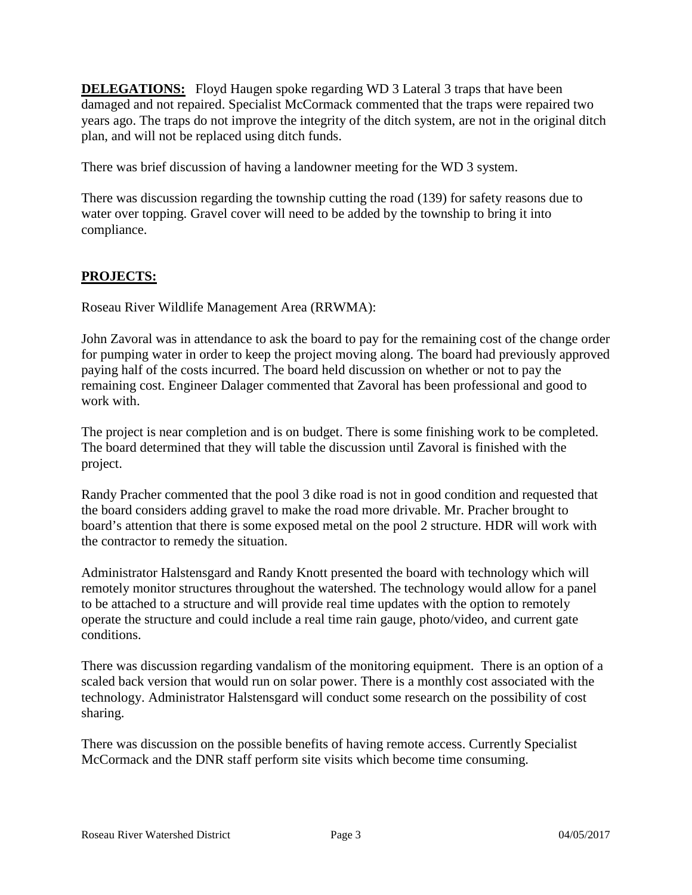**DELEGATIONS:** Floyd Haugen spoke regarding WD 3 Lateral 3 traps that have been damaged and not repaired. Specialist McCormack commented that the traps were repaired two years ago. The traps do not improve the integrity of the ditch system, are not in the original ditch plan, and will not be replaced using ditch funds.

There was brief discussion of having a landowner meeting for the WD 3 system.

There was discussion regarding the township cutting the road (139) for safety reasons due to water over topping. Gravel cover will need to be added by the township to bring it into compliance.

**PROJECTS:**

Roseau River Wildlife Management Area (RRWMA):

John Zavoral was in attendance to ask the board to pay for the remaining cost of the change order for pumping water in order to keep the project moving along. The board had previously approved paying half of the costs incurred. The board held discussion on whether or not to pay the remaining cost. Engineer Dalager commented that Zavoral has been professional and good to work with.

The project is near completion and is on budget. There is some finishing work to be completed. The board determined that they will table the discussion until Zavoral is finished with the project.

Randy Pracher commented that the pool 3 dike road is not in good condition and requested that the board considers adding gravel to make the road more drivable. Mr. Pracher brought to board's attention that there is some exposed metal on the pool 2 structure. HDR will work with the contractor to remedy the situation.

Administrator Halstensgard and Randy Knott presented the board with technology which will remotely monitor structures throughout the watershed. The technology would allow for a panel to be attached to a structure and will provide real time updates with the option to remotely operate the structure and could include a real time rain gauge, photo/video, and current gate conditions.

There was discussion regarding vandalism of the monitoring equipment. There is an option of a scaled back version that would run on solar power. There is a monthly cost associated with the technology. Administrator Halstensgard will conduct some research on the possibility of cost sharing.

There was discussion on the possible benefits of having remote access. Currently Specialist McCormack and the DNR staff perform site visits which become time consuming.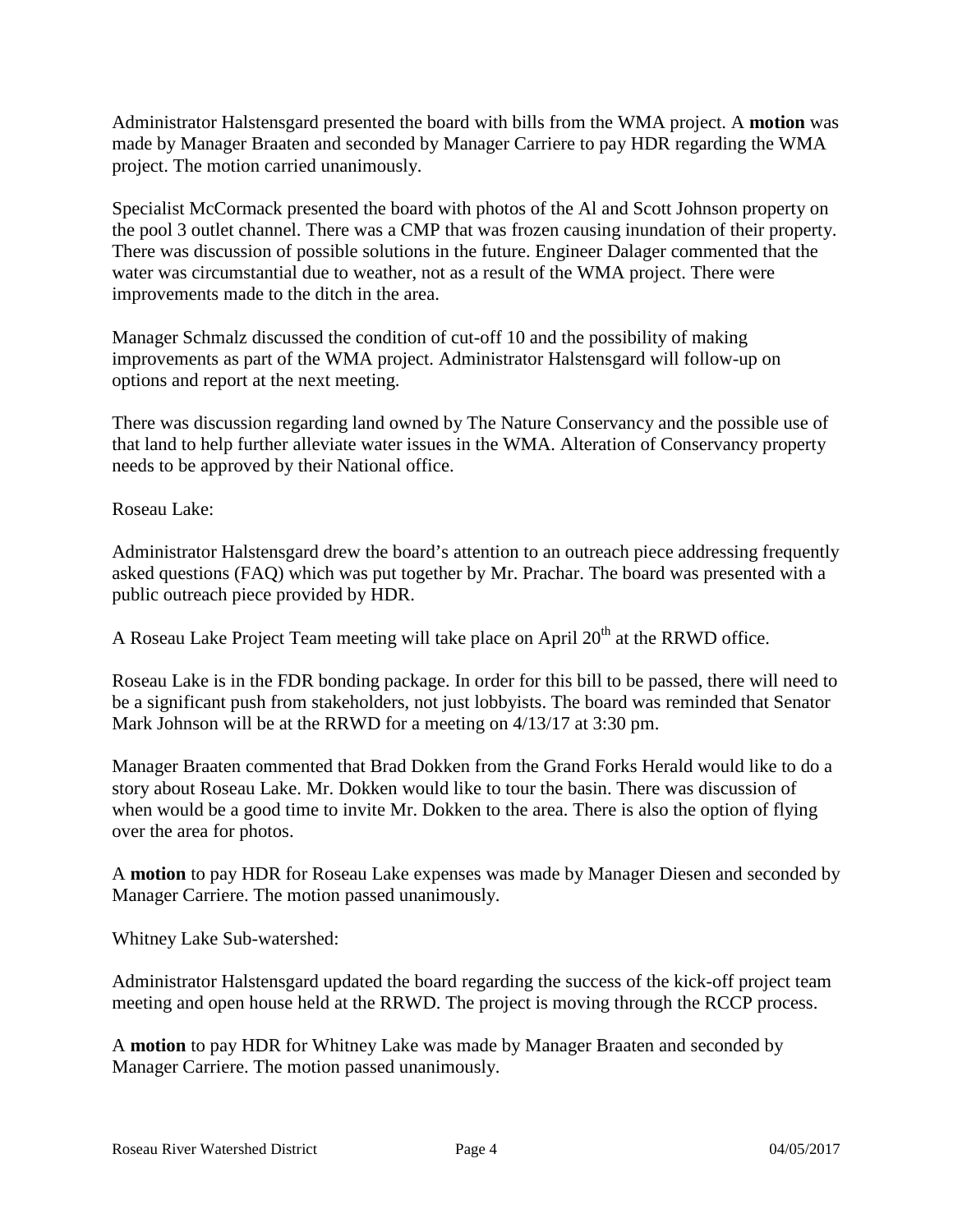Administrator Halstensgard presented the board with bills from the WMA project. A **motion** was made by Manager Braaten and seconded by Manager Carriere to pay HDR regarding the WMA project. The motion carried unanimously.

Specialist McCormack presented the board with photos of the Al and Scott Johnson property on the pool 3 outlet channel. There was a CMP that was frozen causing inundation of their property. There was discussion of possible solutions in the future. Engineer Dalager commented that the water was circumstantial due to weather, not as a result of the WMA project. There were improvements made to the ditch in the area.

Manager Schmalz discussed the condition of cut-off 10 and the possibility of making improvements as part of the WMA project. Administrator Halstensgard will follow-up on options and report at the next meeting.

There was discussion regarding land owned by The Nature Conservancy and the possible use of that land to help further alleviate water issues in the WMA. Alteration of Conservancy property needs to be approved by their National office.

Roseau Lake:

Administrator Halstensgard drew the board's attention to an outreach piece addressing frequently asked questions (FAQ) which was put together by Mr. Prachar. The board was presented with a public outreach piece provided by HDR.

A Roseau Lake Project Team meeting will take place on April 20th at the RRWD office.

Roseau Lake is in the FDR bonding package. In order for this bill to be passed, there will need to be a significant push from stakeholders, not just lobbyists. The board was reminded that Senator Mark Johnson will be at the RRWD for a meeting on 4/13/17 at 3:30 pm.

Manager Braaten commented that Brad Dokken from the Grand Forks Herald would like to do a story about Roseau Lake. Mr. Dokken would like to tour the basin. There was discussion of when would be a good time to invite Mr. Dokken to the area. There is also the option of flying over the area for photos.

A **motion** to pay HDR for Roseau Lake expenses was made by Manager Diesen and seconded by Manager Carriere. The motion passed unanimously.

Whitney Lake Sub-watershed:

Administrator Halstensgard updated the board regarding the success of the kick-off project team meeting and open house held at the RRWD. The project is moving through the RCCP process.

A **motion** to pay HDR for Whitney Lake was made by Manager Braaten and seconded by Manager Carriere. The motion passed unanimously.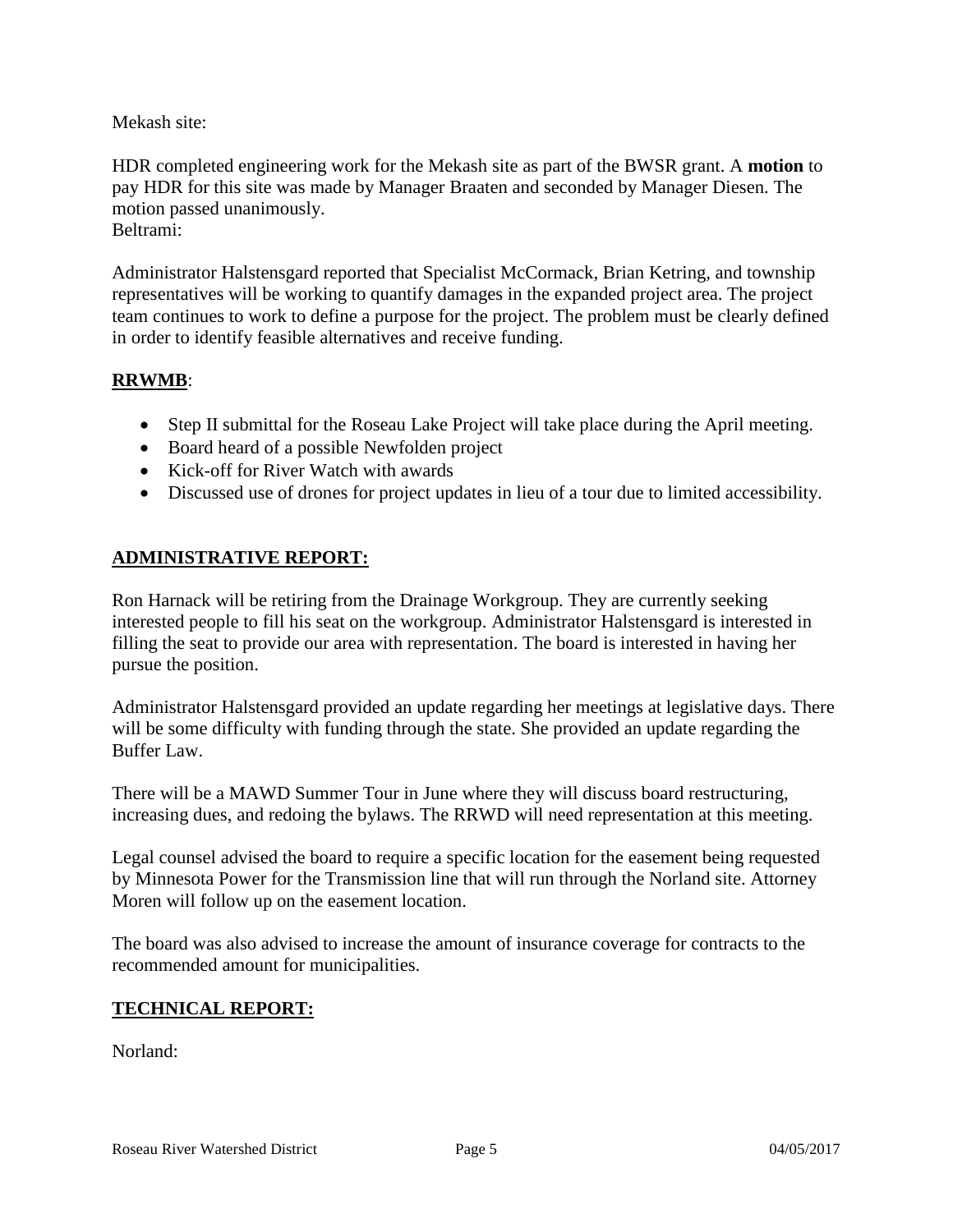Mekash site:

HDR completed engineering work for the Mekash site as part of the BWSR grant. A **motion** to pay HDR for this site was made by Manager Braaten and seconded by Manager Diesen. The motion passed unanimously.
Beltrami:

Administrator Halstensgard reported that Specialist McCormack, Brian Ketring, and township representatives will be working to quantify damages in the expanded project area. The project team continues to work to define a purpose for the project. The problem must be clearly defined in order to identify feasible alternatives and receive funding.

**RRWMB**:

- Step II submittal for the Roseau Lake Project will take place during the April meeting.
- Board heard of a possible Newfolden project
- Kick-off for River Watch with awards
- Discussed use of drones for project updates in lieu of a tour due to limited accessibility.

## ADMINISTRATIVE REPORT:

Ron Harnack will be retiring from the Drainage Workgroup. They are currently seeking interested people to fill his seat on the workgroup. Administrator Halstensgard is interested in filling the seat to provide our area with representation. The board is interested in having her pursue the position.

Administrator Halstensgard provided an update regarding her meetings at legislative days. There will be some difficulty with funding through the state. She provided an update regarding the Buffer Law.

There will be a MAWD Summer Tour in June where they will discuss board restructuring, increasing dues, and redoing the bylaws. The RRWD will need representation at this meeting.

Legal counsel advised the board to require a specific location for the easement being requested by Minnesota Power for the Transmission line that will run through the Norland site. Attorney Moren will follow up on the easement location.

The board was also advised to increase the amount of insurance coverage for contracts to the recommended amount for municipalities.

## TECHNICAL REPORT:

Norland: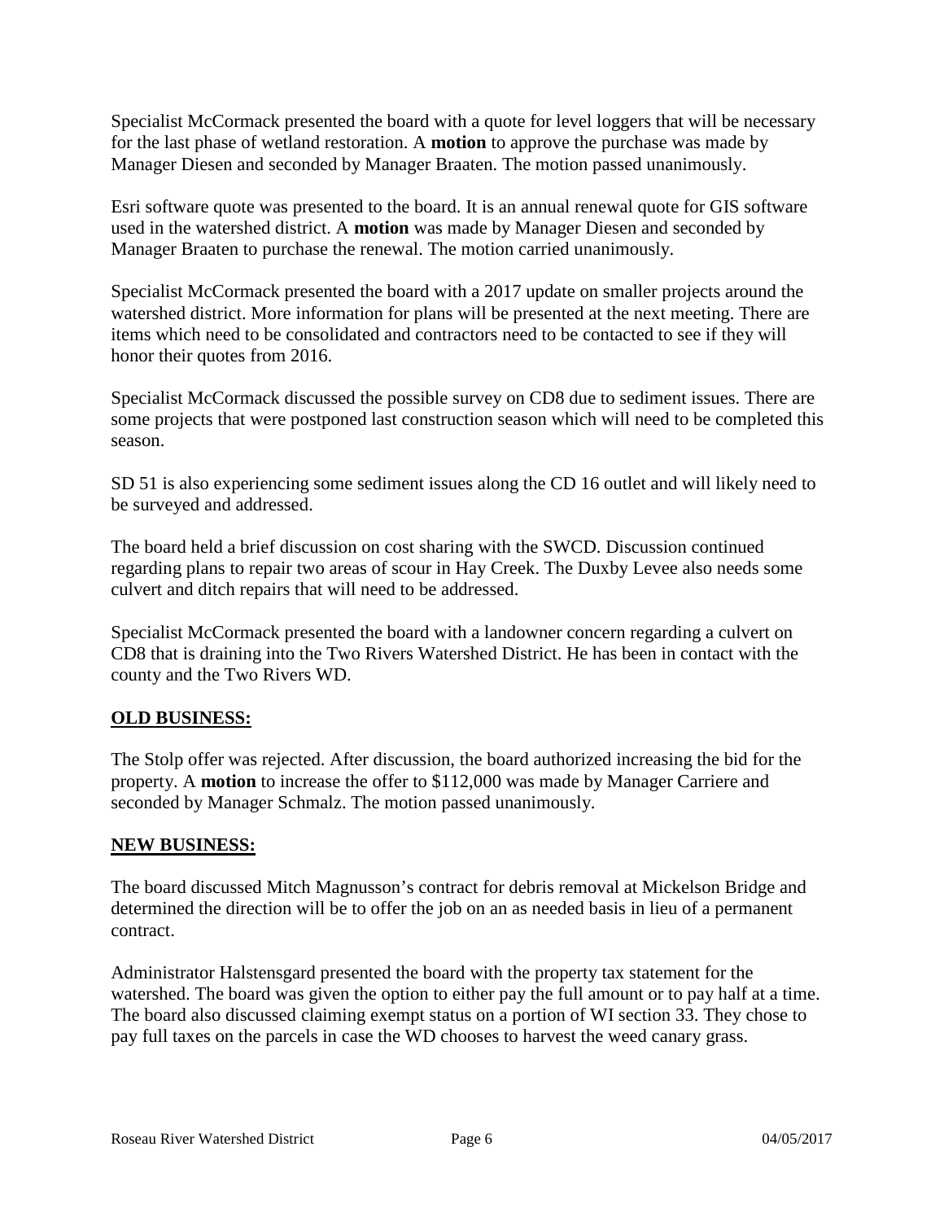Specialist McCormack presented the board with a quote for level loggers that will be necessary for the last phase of wetland restoration. A **motion** to approve the purchase was made by Manager Diesen and seconded by Manager Braaten. The motion passed unanimously.

Esri software quote was presented to the board. It is an annual renewal quote for GIS software used in the watershed district. A **motion** was made by Manager Diesen and seconded by Manager Braaten to purchase the renewal. The motion carried unanimously.

Specialist McCormack presented the board with a 2017 update on smaller projects around the watershed district. More information for plans will be presented at the next meeting. There are items which need to be consolidated and contractors need to be contacted to see if they will honor their quotes from 2016.

Specialist McCormack discussed the possible survey on CD8 due to sediment issues. There are some projects that were postponed last construction season which will need to be completed this season.

SD 51 is also experiencing some sediment issues along the CD 16 outlet and will likely need to be surveyed and addressed.

The board held a brief discussion on cost sharing with the SWCD. Discussion continued regarding plans to repair two areas of scour in Hay Creek. The Duxby Levee also needs some culvert and ditch repairs that will need to be addressed.

Specialist McCormack presented the board with a landowner concern regarding a culvert on CD8 that is draining into the Two Rivers Watershed District. He has been in contact with the county and the Two Rivers WD.

## OLD BUSINESS:

The Stolp offer was rejected. After discussion, the board authorized increasing the bid for the property. A **motion** to increase the offer to $112,000 was made by Manager Carriere and seconded by Manager Schmalz. The motion passed unanimously.

## NEW BUSINESS:

The board discussed Mitch Magnusson's contract for debris removal at Mickelson Bridge and determined the direction will be to offer the job on an as needed basis in lieu of a permanent contract.

Administrator Halstensgard presented the board with the property tax statement for the watershed. The board was given the option to either pay the full amount or to pay half at a time. The board also discussed claiming exempt status on a portion of WI section 33. They chose to pay full taxes on the parcels in case the WD chooses to harvest the weed canary grass.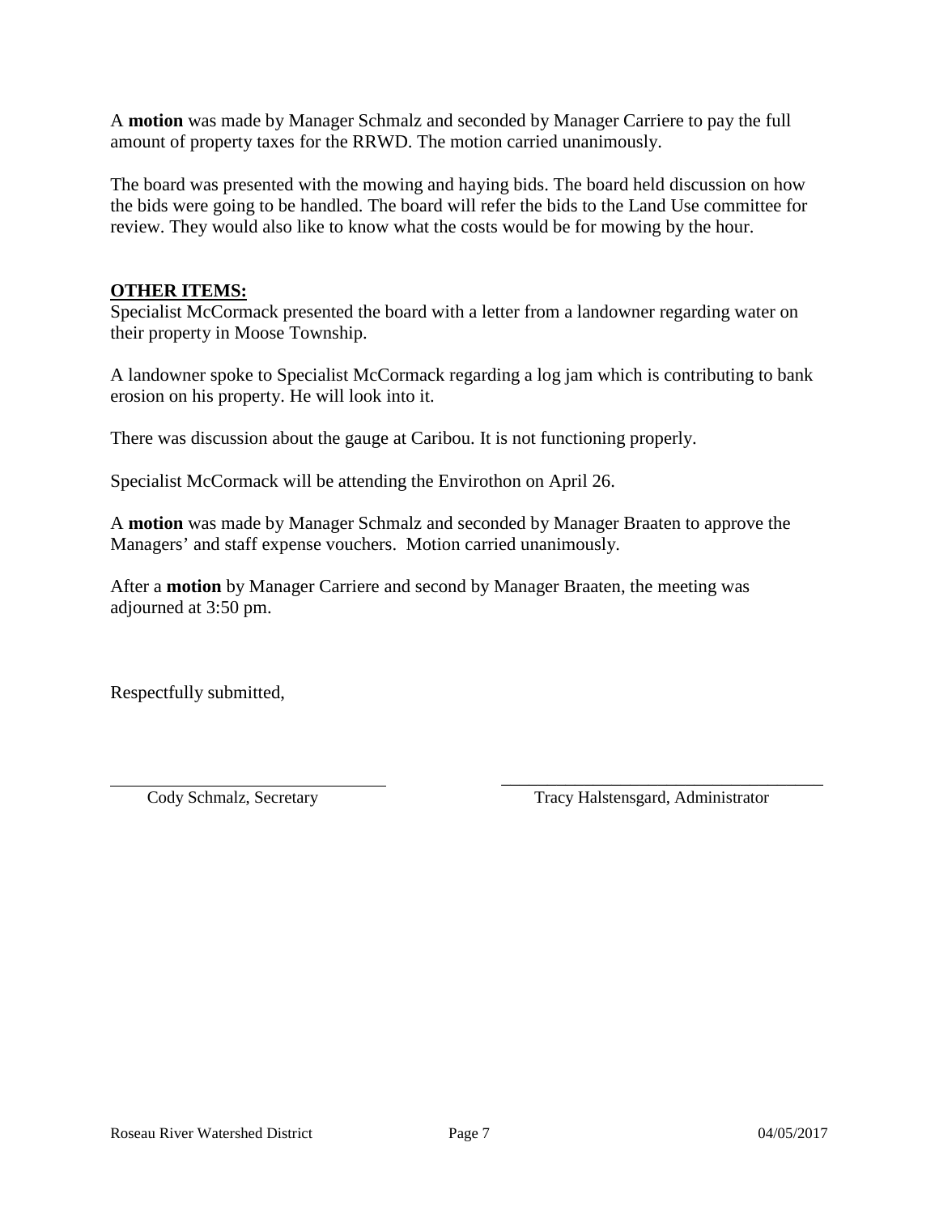A **motion** was made by Manager Schmalz and seconded by Manager Carriere to pay the full amount of property taxes for the RRWD. The motion carried unanimously.

The board was presented with the mowing and haying bids. The board held discussion on how the bids were going to be handled. The board will refer the bids to the Land Use committee for review. They would also like to know what the costs would be for mowing by the hour.

**OTHER ITEMS:**

Specialist McCormack presented the board with a letter from a landowner regarding water on their property in Moose Township.

A landowner spoke to Specialist McCormack regarding a log jam which is contributing to bank erosion on his property. He will look into it.

There was discussion about the gauge at Caribou. It is not functioning properly.

Specialist McCormack will be attending the Envirothon on April 26.

A **motion** was made by Manager Schmalz and seconded by Manager Braaten to approve the Managers' and staff expense vouchers. Motion carried unanimously.

After a **motion** by Manager Carriere and second by Manager Braaten, the meeting was adjourned at 3:50 pm.

Respectfully submitted,

\_\_\_\_\_\_\_\_\_\_\_\_\_\_\_\_\_\_\_\_\_\_\_\_\_\_\_\_
Cody Schmalz, Secretary

\_\_\_\_\_\_\_\_\_\_\_\_\_\_\_\_\_\_\_\_\_\_\_\_\_\_\_\_
Tracy Halstensgard, Administrator